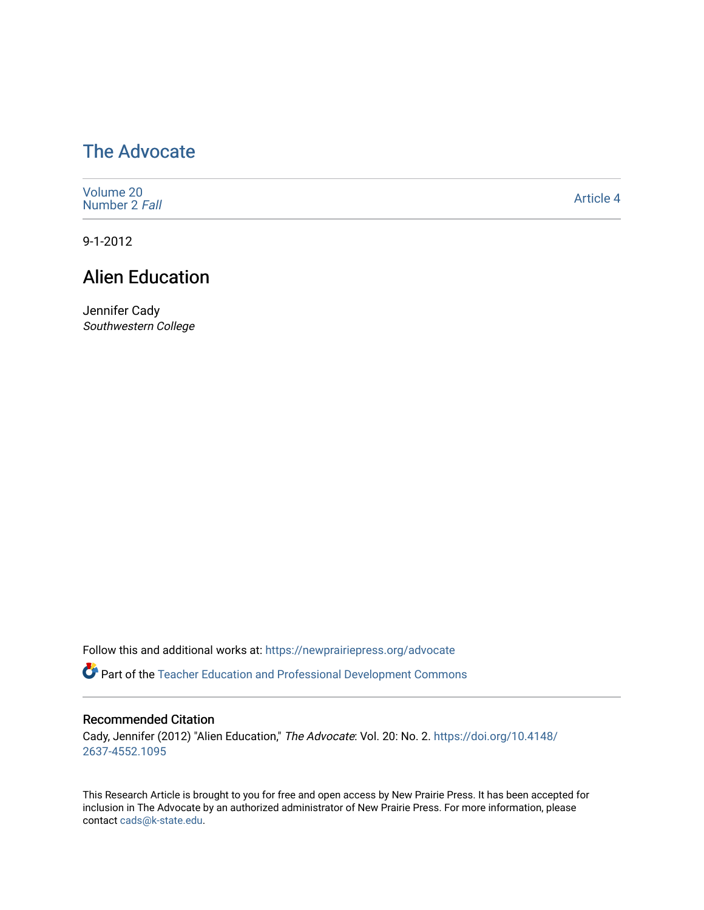# The Advocate

Volume 20
Number 2 *Fall*

Article 4

9-1-2012

## Alien Education

Jennifer Cady
*Southwestern College*

Follow this and additional works at: https://newprairiepress.org/advocate

Part of the Teacher Education and Professional Development Commons

### Recommended Citation

Cady, Jennifer (2012) "Alien Education," *The Advocate*: Vol. 20: No. 2. https://doi.org/10.4148/2637-4552.1095

This Research Article is brought to you for free and open access by New Prairie Press. It has been accepted for inclusion in The Advocate by an authorized administrator of New Prairie Press. For more information, please contact cads@k-state.edu.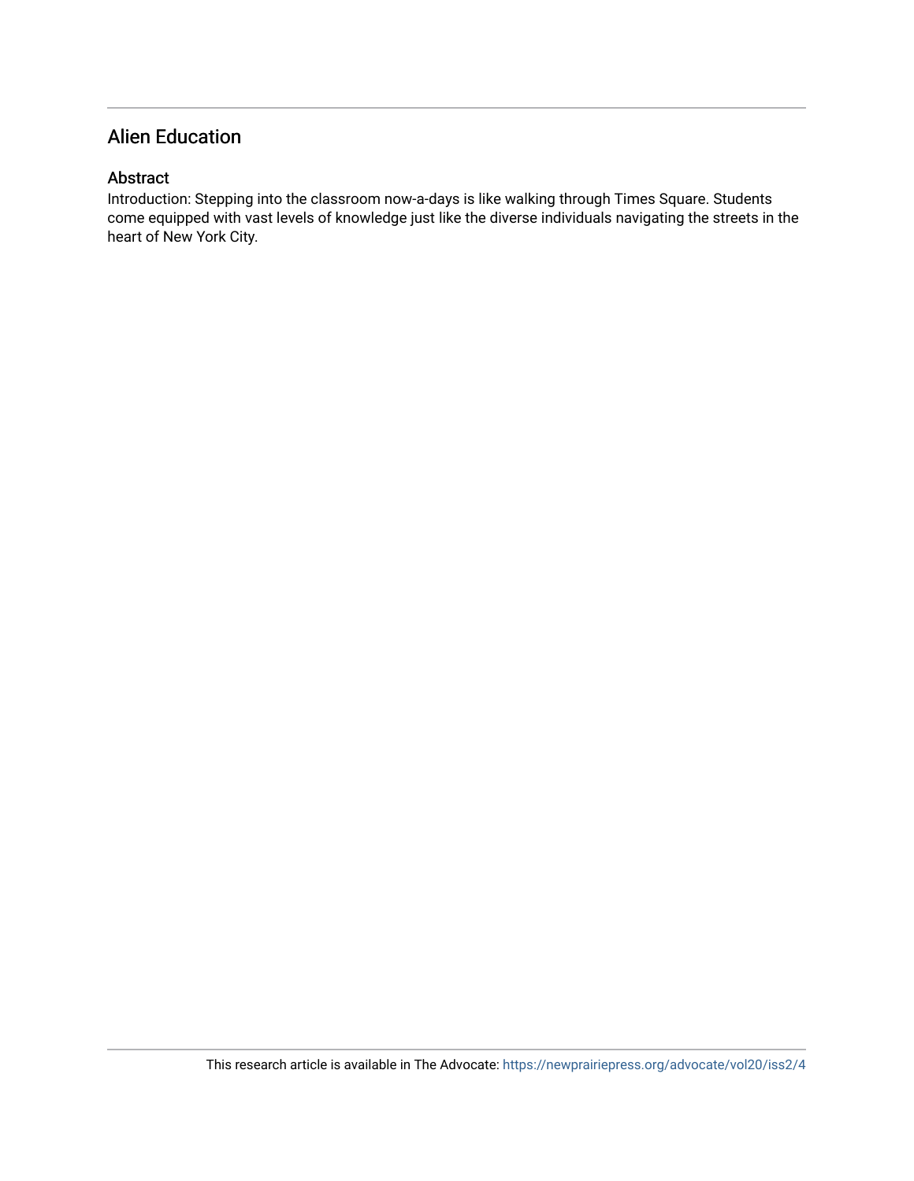## Alien Education

### Abstract

Introduction: Stepping into the classroom now-a-days is like walking through Times Square. Students come equipped with vast levels of knowledge just like the diverse individuals navigating the streets in the heart of New York City.

This research article is available in The Advocate: https://newprairiepress.org/advocate/vol20/iss2/4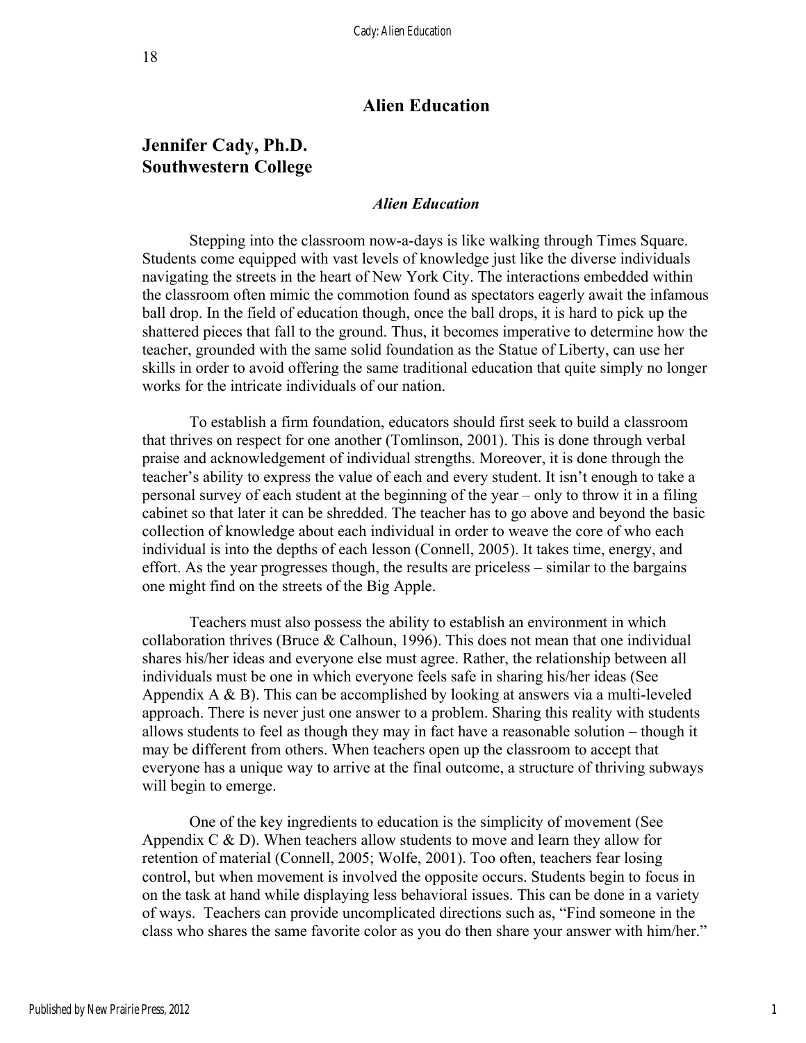# Alien Education

## Jennifer Cady, Ph.D.
## Southwestern College

### *Alien Education*

Stepping into the classroom now-a-days is like walking through Times Square. Students come equipped with vast levels of knowledge just like the diverse individuals navigating the streets in the heart of New York City. The interactions embedded within the classroom often mimic the commotion found as spectators eagerly await the infamous ball drop. In the field of education though, once the ball drops, it is hard to pick up the shattered pieces that fall to the ground. Thus, it becomes imperative to determine how the teacher, grounded with the same solid foundation as the Statue of Liberty, can use her skills in order to avoid offering the same traditional education that quite simply no longer works for the intricate individuals of our nation.

To establish a firm foundation, educators should first seek to build a classroom that thrives on respect for one another (Tomlinson, 2001). This is done through verbal praise and acknowledgement of individual strengths. Moreover, it is done through the teacher's ability to express the value of each and every student. It isn't enough to take a personal survey of each student at the beginning of the year – only to throw it in a filing cabinet so that later it can be shredded. The teacher has to go above and beyond the basic collection of knowledge about each individual in order to weave the core of who each individual is into the depths of each lesson (Connell, 2005). It takes time, energy, and effort. As the year progresses though, the results are priceless – similar to the bargains one might find on the streets of the Big Apple.

Teachers must also possess the ability to establish an environment in which collaboration thrives (Bruce & Calhoun, 1996). This does not mean that one individual shares his/her ideas and everyone else must agree. Rather, the relationship between all individuals must be one in which everyone feels safe in sharing his/her ideas (See Appendix A & B). This can be accomplished by looking at answers via a multi-leveled approach. There is never just one answer to a problem. Sharing this reality with students allows students to feel as though they may in fact have a reasonable solution – though it may be different from others. When teachers open up the classroom to accept that everyone has a unique way to arrive at the final outcome, a structure of thriving subways will begin to emerge.

One of the key ingredients to education is the simplicity of movement (See Appendix C & D). When teachers allow students to move and learn they allow for retention of material (Connell, 2005; Wolfe, 2001). Too often, teachers fear losing control, but when movement is involved the opposite occurs. Students begin to focus in on the task at hand while displaying less behavioral issues. This can be done in a variety of ways. Teachers can provide uncomplicated directions such as, "Find someone in the class who shares the same favorite color as you do then share your answer with him/her."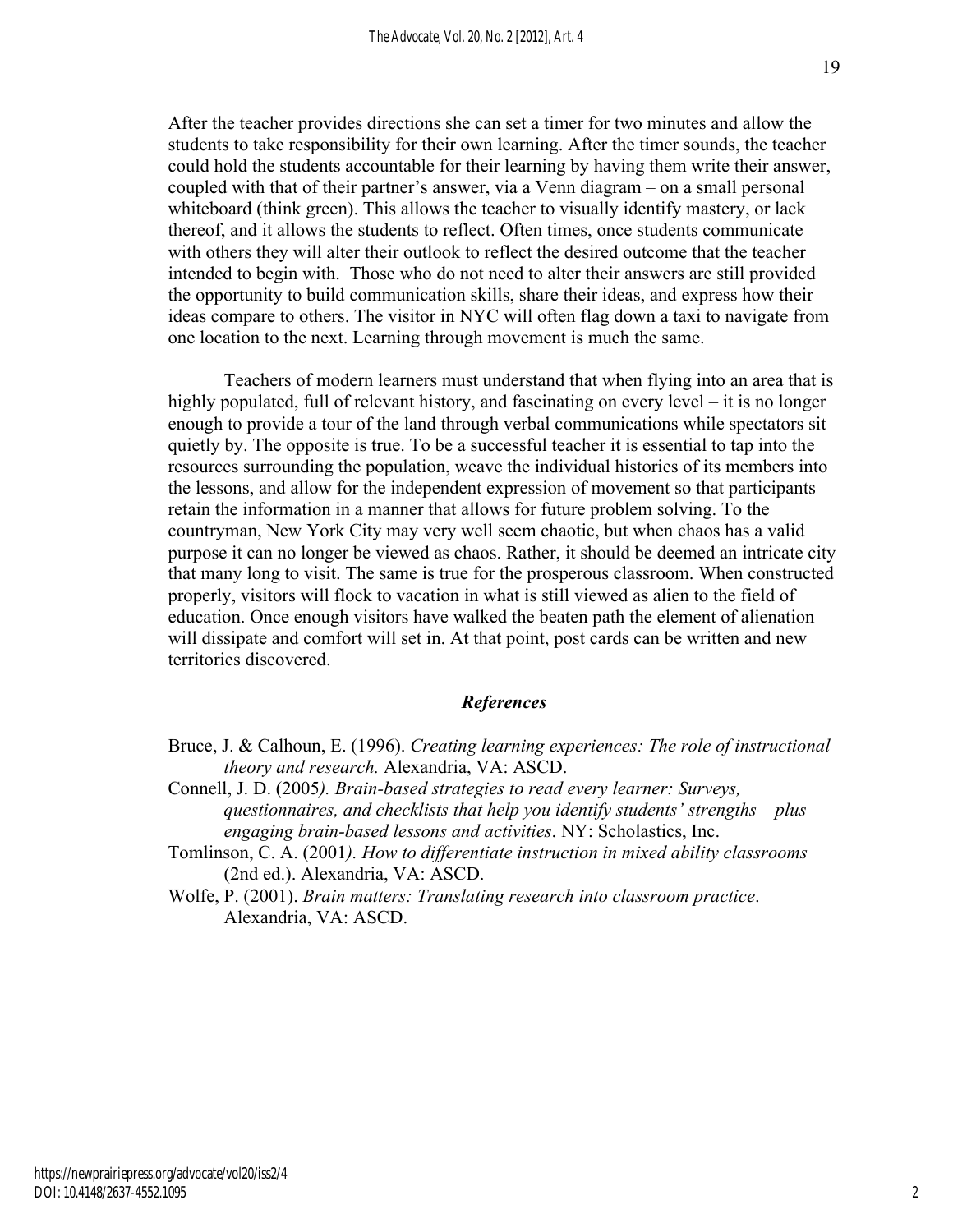After the teacher provides directions she can set a timer for two minutes and allow the students to take responsibility for their own learning. After the timer sounds, the teacher could hold the students accountable for their learning by having them write their answer, coupled with that of their partner's answer, via a Venn diagram – on a small personal whiteboard (think green). This allows the teacher to visually identify mastery, or lack thereof, and it allows the students to reflect. Often times, once students communicate with others they will alter their outlook to reflect the desired outcome that the teacher intended to begin with. Those who do not need to alter their answers are still provided the opportunity to build communication skills, share their ideas, and express how their ideas compare to others. The visitor in NYC will often flag down a taxi to navigate from one location to the next. Learning through movement is much the same.

Teachers of modern learners must understand that when flying into an area that is highly populated, full of relevant history, and fascinating on every level – it is no longer enough to provide a tour of the land through verbal communications while spectators sit quietly by. The opposite is true. To be a successful teacher it is essential to tap into the resources surrounding the population, weave the individual histories of its members into the lessons, and allow for the independent expression of movement so that participants retain the information in a manner that allows for future problem solving. To the countryman, New York City may very well seem chaotic, but when chaos has a valid purpose it can no longer be viewed as chaos. Rather, it should be deemed an intricate city that many long to visit. The same is true for the prosperous classroom. When constructed properly, visitors will flock to vacation in what is still viewed as alien to the field of education. Once enough visitors have walked the beaten path the element of alienation will dissipate and comfort will set in. At that point, post cards can be written and new territories discovered.

## *References*

Bruce, J. & Calhoun, E. (1996). *Creating learning experiences: The role of instructional theory and research.* Alexandria, VA: ASCD.

Connell, J. D. (2005*). Brain-based strategies to read every learner: Surveys, questionnaires, and checklists that help you identify students' strengths – plus engaging brain-based lessons and activities*. NY: Scholastics, Inc.

Tomlinson, C. A. (2001*). How to differentiate instruction in mixed ability classrooms* (2nd ed.). Alexandria, VA: ASCD.

Wolfe, P. (2001). *Brain matters: Translating research into classroom practice*. Alexandria, VA: ASCD.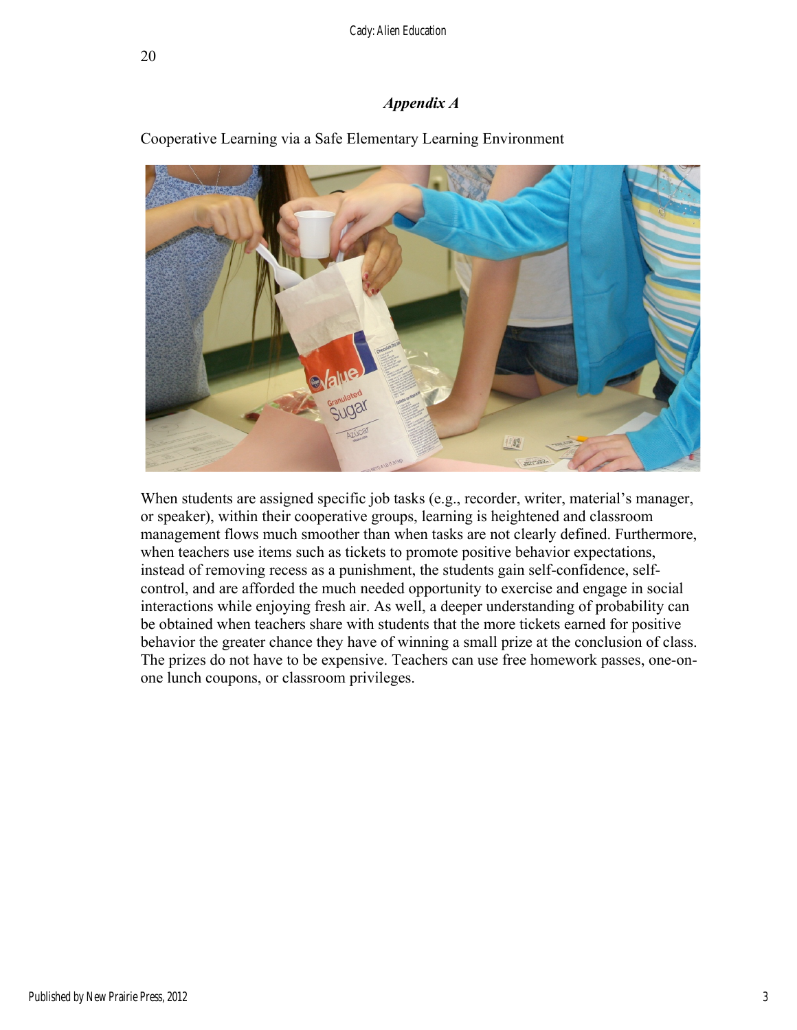## *Appendix A*

Cooperative Learning via a Safe Elementary Learning Environment

When students are assigned specific job tasks (e.g., recorder, writer, material's manager, or speaker), within their cooperative groups, learning is heightened and classroom management flows much smoother than when tasks are not clearly defined. Furthermore, when teachers use items such as tickets to promote positive behavior expectations, instead of removing recess as a punishment, the students gain self-confidence, self-control, and are afforded the much needed opportunity to exercise and engage in social interactions while enjoying fresh air. As well, a deeper understanding of probability can be obtained when teachers share with students that the more tickets earned for positive behavior the greater chance they have of winning a small prize at the conclusion of class. The prizes do not have to be expensive. Teachers can use free homework passes, one-on-one lunch coupons, or classroom privileges.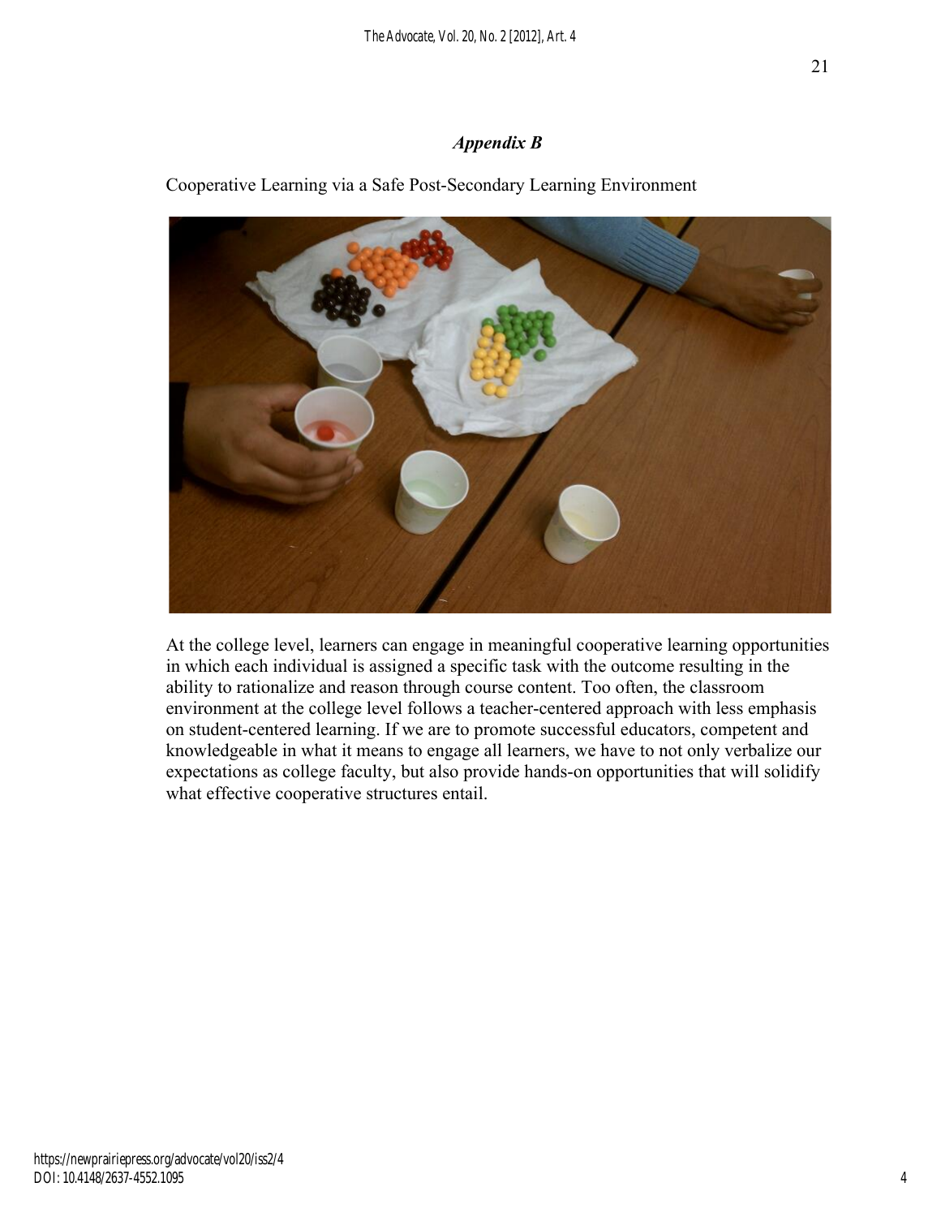### *Appendix B*

Cooperative Learning via a Safe Post-Secondary Learning Environment

At the college level, learners can engage in meaningful cooperative learning opportunities in which each individual is assigned a specific task with the outcome resulting in the ability to rationalize and reason through course content. Too often, the classroom environment at the college level follows a teacher-centered approach with less emphasis on student-centered learning. If we are to promote successful educators, competent and knowledgeable in what it means to engage all learners, we have to not only verbalize our expectations as college faculty, but also provide hands-on opportunities that will solidify what effective cooperative structures entail.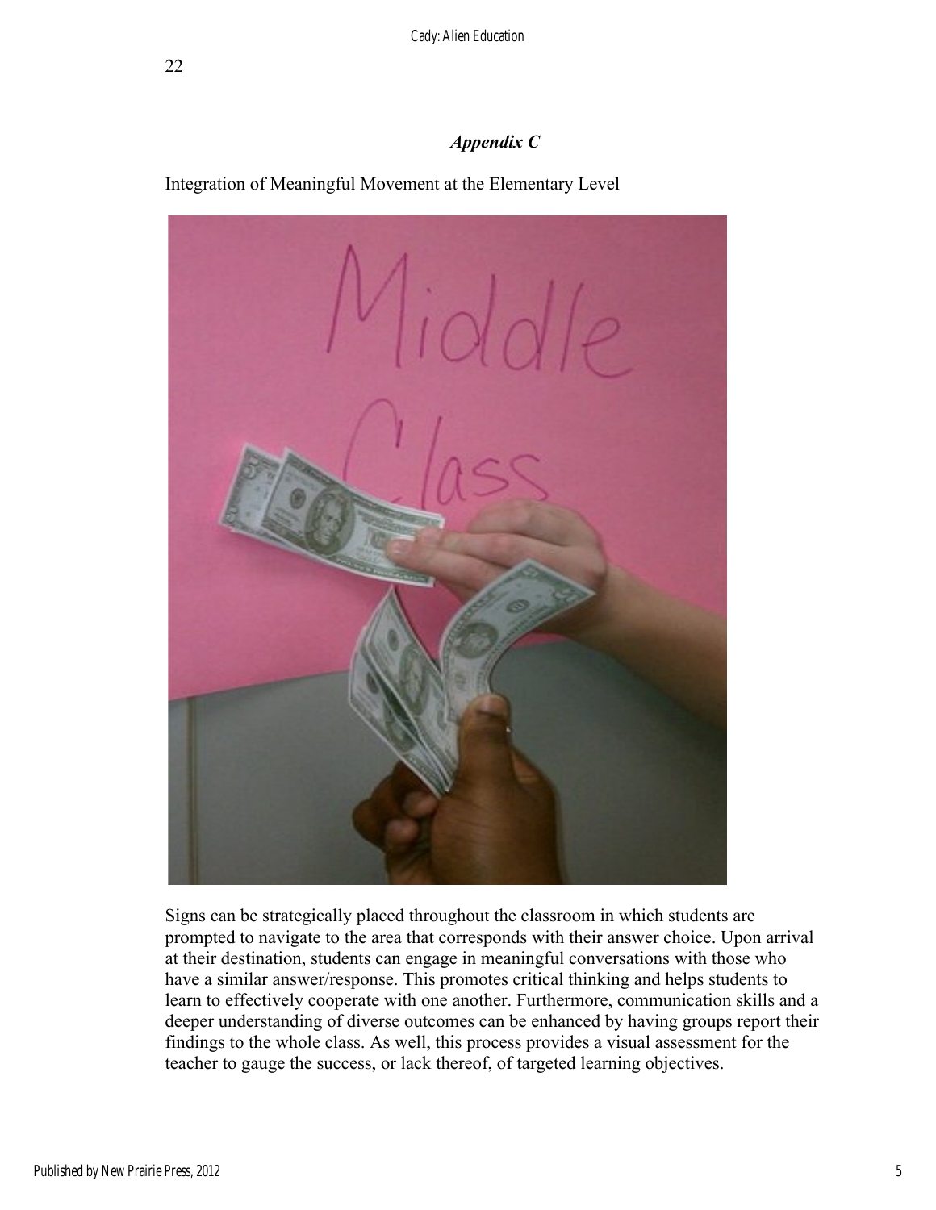## *Appendix C*

Integration of Meaningful Movement at the Elementary Level

Signs can be strategically placed throughout the classroom in which students are prompted to navigate to the area that corresponds with their answer choice. Upon arrival at their destination, students can engage in meaningful conversations with those who have a similar answer/response. This promotes critical thinking and helps students to learn to effectively cooperate with one another. Furthermore, communication skills and a deeper understanding of diverse outcomes can be enhanced by having groups report their findings to the whole class. As well, this process provides a visual assessment for the teacher to gauge the success, or lack thereof, of targeted learning objectives.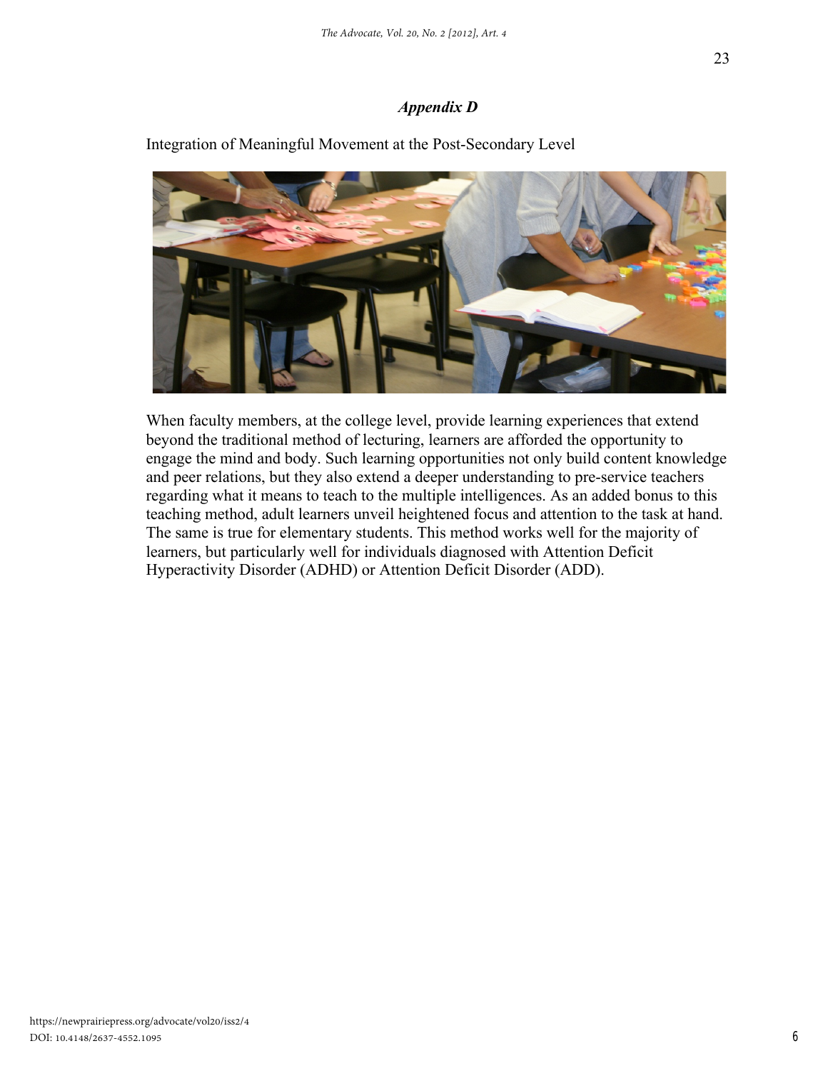## *Appendix D*

Integration of Meaningful Movement at the Post-Secondary Level

When faculty members, at the college level, provide learning experiences that extend beyond the traditional method of lecturing, learners are afforded the opportunity to engage the mind and body. Such learning opportunities not only build content knowledge and peer relations, but they also extend a deeper understanding to pre-service teachers regarding what it means to teach to the multiple intelligences. As an added bonus to this teaching method, adult learners unveil heightened focus and attention to the task at hand. The same is true for elementary students. This method works well for the majority of learners, but particularly well for individuals diagnosed with Attention Deficit Hyperactivity Disorder (ADHD) or Attention Deficit Disorder (ADD).